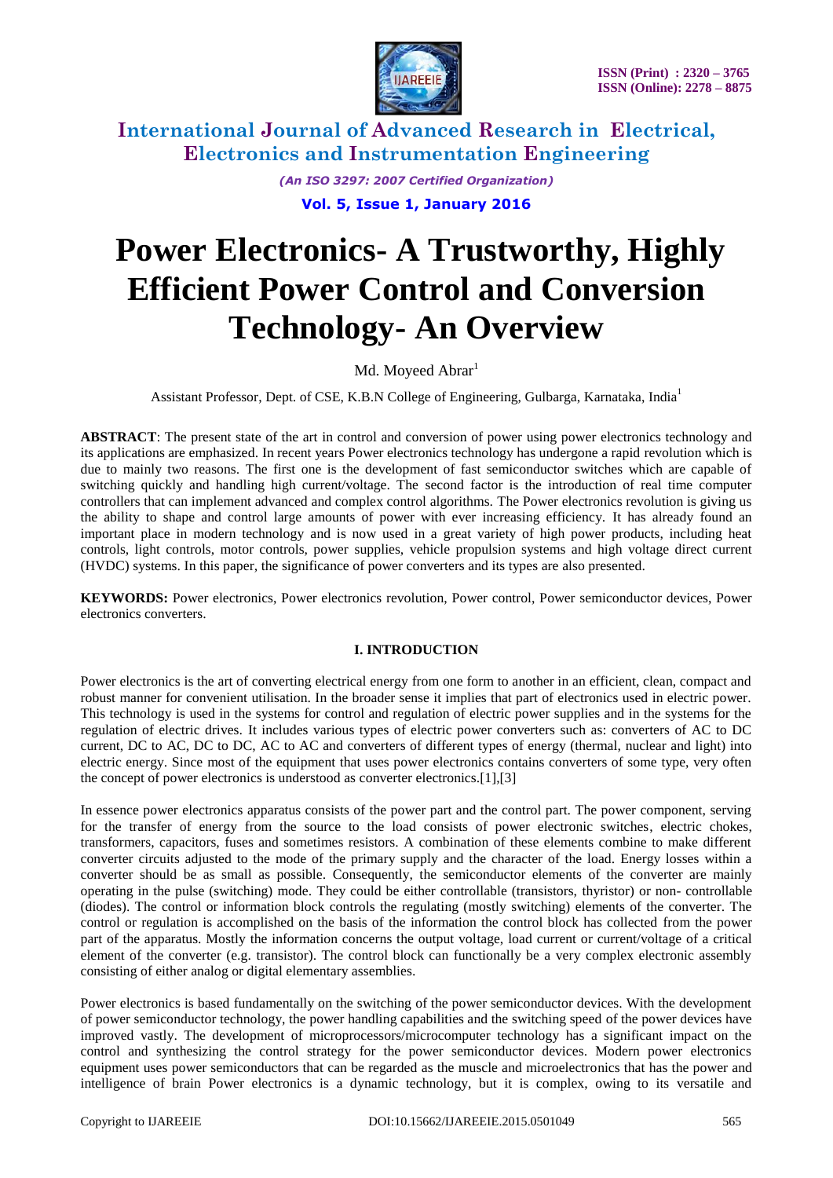# Power Electronics- A Trustworthy, Highly Efficient Power Control and Conversion Technology- An Overview

Md. Moyeed Abrar[1]

Assistant Professor, Dept. of CSE, K.B.N College of Engineering, Gulbarga, Karnataka, India[1]

**ABSTRACT**: The present state of the art in control and conversion of power using power electronics technology and its applications are emphasized. In recent years Power electronics technology has undergone a rapid revolution which is due to mainly two reasons. The first one is the development of fast semiconductor switches which are capable of switching quickly and handling high current/voltage. The second factor is the introduction of real time computer controllers that can implement advanced and complex control algorithms. The Power electronics revolution is giving us the ability to shape and control large amounts of power with ever increasing efficiency. It has already found an important place in modern technology and is now used in a great variety of high power products, including heat controls, light controls, motor controls, power supplies, vehicle propulsion systems and high voltage direct current (HVDC) systems. In this paper, the significance of power converters and its types are also presented.

**KEYWORDS:** Power electronics, Power electronics revolution, Power control, Power semiconductor devices, Power electronics converters.

## I. INTRODUCTION

Power electronics is the art of converting electrical energy from one form to another in an efficient, clean, compact and robust manner for convenient utilisation. In the broader sense it implies that part of electronics used in electric power. This technology is used in the systems for control and regulation of electric power supplies and in the systems for the regulation of electric drives. It includes various types of electric power converters such as: converters of AC to DC current, DC to AC, DC to DC, AC to AC and converters of different types of energy (thermal, nuclear and light) into electric energy. Since most of the equipment that uses power electronics contains converters of some type, very often the concept of power electronics is understood as converter electronics.[1],[3]

In essence power electronics apparatus consists of the power part and the control part. The power component, serving for the transfer of energy from the source to the load consists of power electronic switches, electric chokes, transformers, capacitors, fuses and sometimes resistors. A combination of these elements combine to make different converter circuits adjusted to the mode of the primary supply and the character of the load. Energy losses within a converter should be as small as possible. Consequently, the semiconductor elements of the converter are mainly operating in the pulse (switching) mode. They could be either controllable (transistors, thyristor) or non- controllable (diodes). The control or information block controls the regulating (mostly switching) elements of the converter. The control or regulation is accomplished on the basis of the information the control block has collected from the power part of the apparatus. Mostly the information concerns the output voltage, load current or current/voltage of a critical element of the converter (e.g. transistor). The control block can functionally be a very complex electronic assembly consisting of either analog or digital elementary assemblies.

Power electronics is based fundamentally on the switching of the power semiconductor devices. With the development of power semiconductor technology, the power handling capabilities and the switching speed of the power devices have improved vastly. The development of microprocessors/microcomputer technology has a significant impact on the control and synthesizing the control strategy for the power semiconductor devices. Modern power electronics equipment uses power semiconductors that can be regarded as the muscle and microelectronics that has the power and intelligence of brain Power electronics is a dynamic technology, but it is complex, owing to its versatile and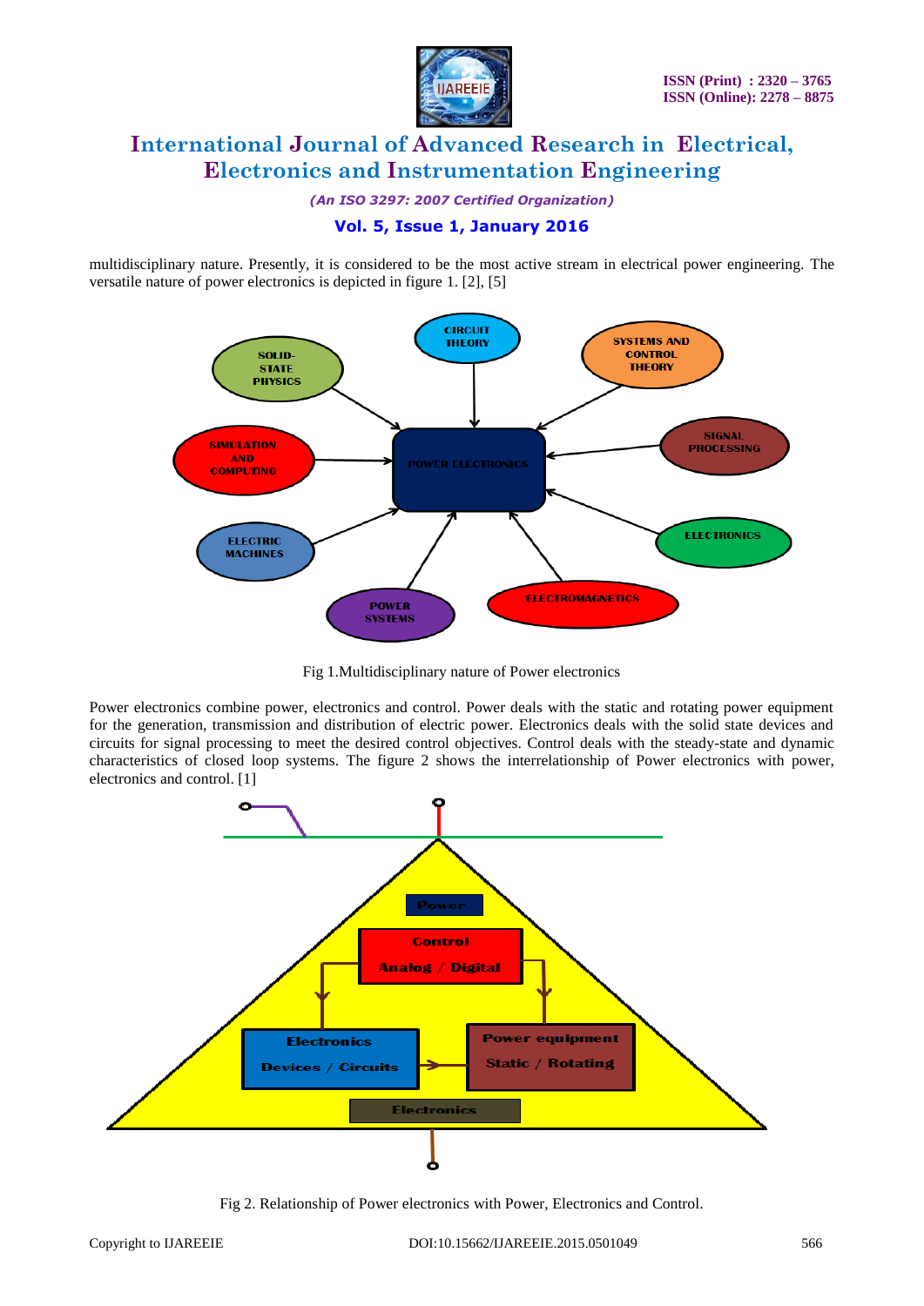multidisciplinary nature. Presently, it is considered to be the most active stream in electrical power engineering. The versatile nature of power electronics is depicted in figure 1. [2], [5]

Fig 1.Multidisciplinary nature of Power electronics

Power electronics combine power, electronics and control. Power deals with the static and rotating power equipment for the generation, transmission and distribution of electric power. Electronics deals with the solid state devices and circuits for signal processing to meet the desired control objectives. Control deals with the steady-state and dynamic characteristics of closed loop systems. The figure 2 shows the interrelationship of Power electronics with power, electronics and control. [1]

Fig 2. Relationship of Power electronics with Power, Electronics and Control.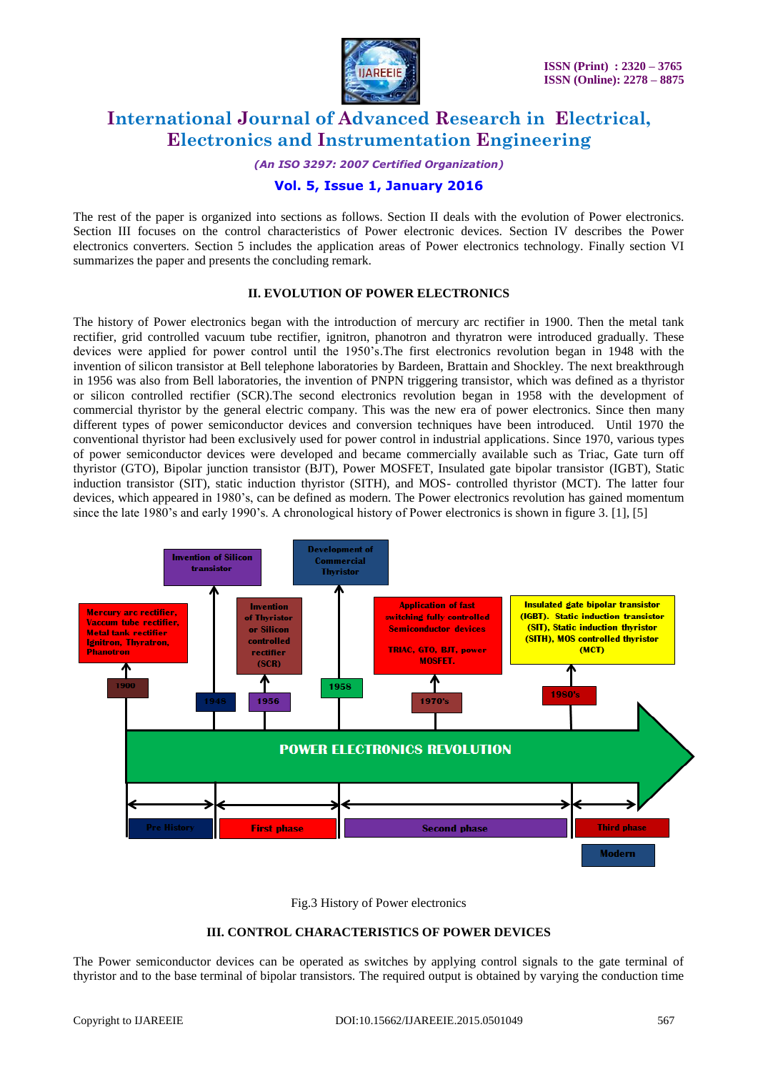The rest of the paper is organized into sections as follows. Section II deals with the evolution of Power electronics. Section III focuses on the control characteristics of Power electronic devices. Section IV describes the Power electronics converters. Section 5 includes the application areas of Power electronics technology. Finally section VI summarizes the paper and presents the concluding remark.

## II. EVOLUTION OF POWER ELECTRONICS

The history of Power electronics began with the introduction of mercury arc rectifier in 1900. Then the metal tank rectifier, grid controlled vacuum tube rectifier, ignitron, phanotron and thyratron were introduced gradually. These devices were applied for power control until the 1950's.The first electronics revolution began in 1948 with the invention of silicon transistor at Bell telephone laboratories by Bardeen, Brattain and Shockley. The next breakthrough in 1956 was also from Bell laboratories, the invention of PNPN triggering transistor, which was defined as a thyristor or silicon controlled rectifier (SCR).The second electronics revolution began in 1958 with the development of commercial thyristor by the general electric company. This was the new era of power electronics. Since then many different types of power semiconductor devices and conversion techniques have been introduced. Until 1970 the conventional thyristor had been exclusively used for power control in industrial applications. Since 1970, various types of power semiconductor devices were developed and became commercially available such as Triac, Gate turn off thyristor (GTO), Bipolar junction transistor (BJT), Power MOSFET, Insulated gate bipolar transistor (IGBT), Static induction transistor (SIT), static induction thyristor (SITH), and MOS- controlled thyristor (MCT). The latter four devices, which appeared in 1980's, can be defined as modern. The Power electronics revolution has gained momentum since the late 1980's and early 1990's. A chronological history of Power electronics is shown in figure 3. [1], [5]

Fig.3 History of Power electronics

## III. CONTROL CHARACTERISTICS OF POWER DEVICES

The Power semiconductor devices can be operated as switches by applying control signals to the gate terminal of thyristor and to the base terminal of bipolar transistors. The required output is obtained by varying the conduction time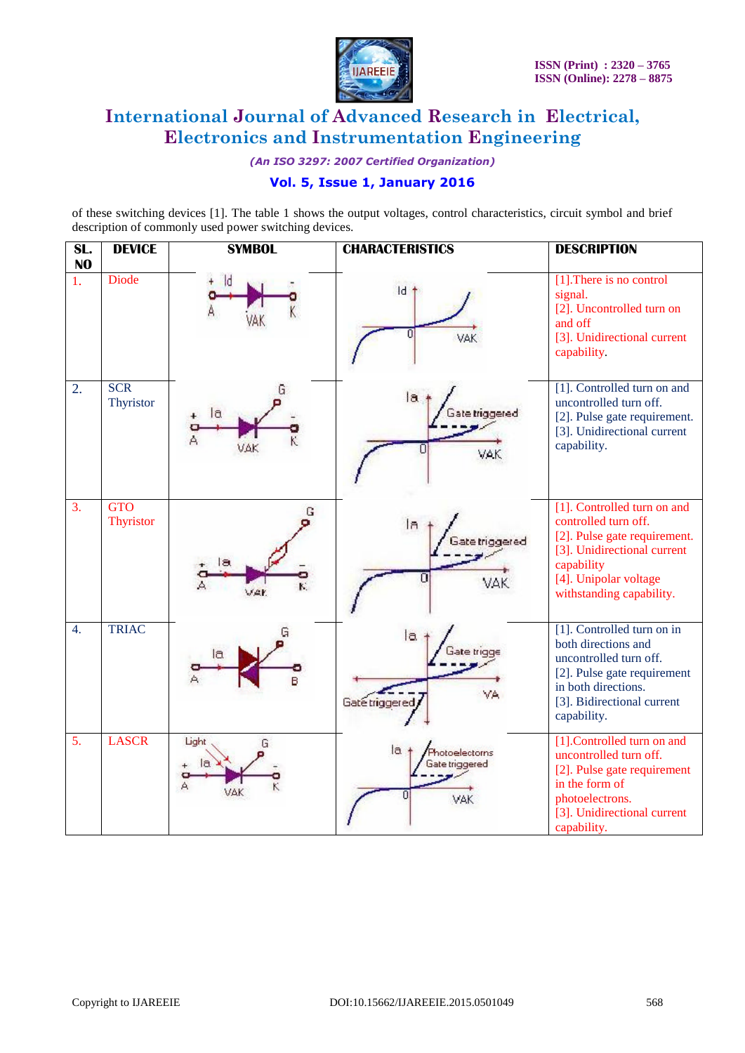of these switching devices [1]. The table 1 shows the output voltages, control characteristics, circuit symbol and brief description of commonly used power switching devices.

| SL. NO | DEVICE | SYMBOL | CHARACTERISTICS | DESCRIPTION |
|---|---|---|---|---|
| 1. | Diode | | | [1].There is no control signal. [2]. Uncontrolled turn on and off [3]. Unidirectional current capability. |
| 2. | SCR Thyristor | | | [1]. Controlled turn on and uncontrolled turn off. [2]. Pulse gate requirement. [3]. Unidirectional current capability. |
| 3. | GTO Thyristor | | | [1]. Controlled turn on and controlled turn off. [2]. Pulse gate requirement. [3]. Unidirectional current capability [4]. Unipolar voltage withstanding capability. |
| 4. | TRIAC | | | [1]. Controlled turn on in both directions and uncontrolled turn off. [2]. Pulse gate requirement in both directions. [3]. Bidirectional current capability. |
| 5. | LASCR | | | [1].Controlled turn on and uncontrolled turn off. [2]. Pulse gate requirement in the form of photoelectrons. [3]. Unidirectional current capability. |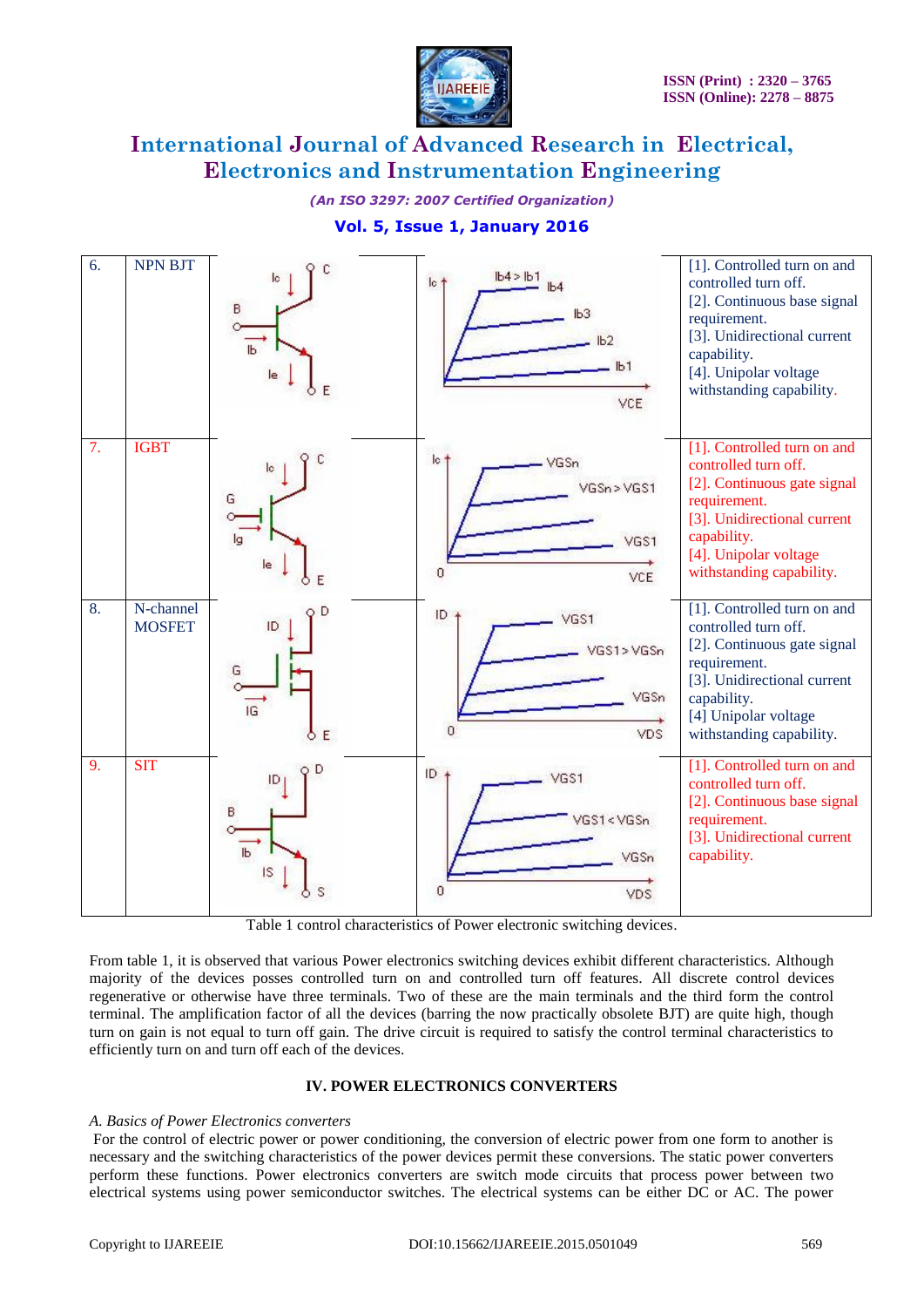| 6. | NPN BJT | | | [1]. Controlled turn on and controlled turn off. [2]. Continuous base signal requirement. [3]. Unidirectional current capability. [4]. Unipolar voltage withstanding capability. |
|---|---|---|---|---|
| 7. | IGBT | | | [1]. Controlled turn on and controlled turn off. [2]. Continuous gate signal requirement. [3]. Unidirectional current capability. [4]. Unipolar voltage withstanding capability. |
| 8. | N-channel MOSFET | | | [1]. Controlled turn on and controlled turn off. [2]. Continuous gate signal requirement. [3]. Unidirectional current capability. [4] Unipolar voltage withstanding capability. |
| 9. | SIT | | | [1]. Controlled turn on and controlled turn off. [2]. Continuous base signal requirement. [3]. Unidirectional current capability. |

Table 1 control characteristics of Power electronic switching devices.

From table 1, it is observed that various Power electronics switching devices exhibit different characteristics. Although majority of the devices posses controlled turn on and controlled turn off features. All discrete control devices regenerative or otherwise have three terminals. Two of these are the main terminals and the third form the control terminal. The amplification factor of all the devices (barring the now practically obsolete BJT) are quite high, though turn on gain is not equal to turn off gain. The drive circuit is required to satisfy the control terminal characteristics to efficiently turn on and turn off each of the devices.

### IV. POWER ELECTRONICS CONVERTERS

*A. Basics of Power Electronics converters*

For the control of electric power or power conditioning, the conversion of electric power from one form to another is necessary and the switching characteristics of the power devices permit these conversions. The static power converters perform these functions. Power electronics converters are switch mode circuits that process power between two electrical systems using power semiconductor switches. The electrical systems can be either DC or AC. The power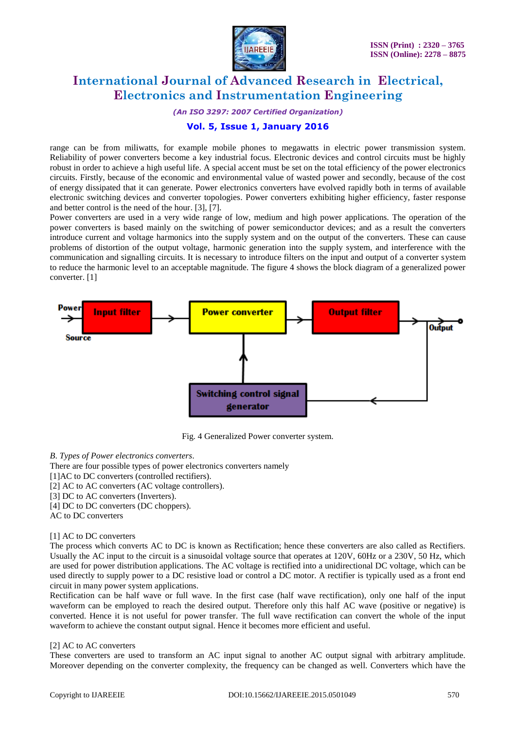range can be from miliwatts, for example mobile phones to megawatts in electric power transmission system. Reliability of power converters become a key industrial focus. Electronic devices and control circuits must be highly robust in order to achieve a high useful life. A special accent must be set on the total efficiency of the power electronics circuits. Firstly, because of the economic and environmental value of wasted power and secondly, because of the cost of energy dissipated that it can generate. Power electronics converters have evolved rapidly both in terms of available electronic switching devices and converter topologies. Power converters exhibiting higher efficiency, faster response and better control is the need of the hour. [3], [7].

Power converters are used in a very wide range of low, medium and high power applications. The operation of the power converters is based mainly on the switching of power semiconductor devices; and as a result the converters introduce current and voltage harmonics into the supply system and on the output of the converters. These can cause problems of distortion of the output voltage, harmonic generation into the supply system, and interference with the communication and signalling circuits. It is necessary to introduce filters on the input and output of a converter system to reduce the harmonic level to an acceptable magnitude. The figure 4 shows the block diagram of a generalized power converter. [1]

Power Source → Input filter → Power converter → Output filter → Output

Switching control signal generator

Fig. 4 Generalized Power converter system.

*B. Types of Power electronics converters.*

There are four possible types of power electronics converters namely

[1]AC to DC converters (controlled rectifiers).

[2] AC to AC converters (AC voltage controllers).

[3] DC to AC converters (Inverters).

[4] DC to DC converters (DC choppers).

AC to DC converters

[1] AC to DC converters

The process which converts AC to DC is known as Rectification; hence these converters are also called as Rectifiers. Usually the AC input to the circuit is a sinusoidal voltage source that operates at 120V, 60Hz or a 230V, 50 Hz, which are used for power distribution applications. The AC voltage is rectified into a unidirectional DC voltage, which can be used directly to supply power to a DC resistive load or control a DC motor. A rectifier is typically used as a front end circuit in many power system applications.

Rectification can be half wave or full wave. In the first case (half wave rectification), only one half of the input waveform can be employed to reach the desired output. Therefore only this half AC wave (positive or negative) is converted. Hence it is not useful for power transfer. The full wave rectification can convert the whole of the input waveform to achieve the constant output signal. Hence it becomes more efficient and useful.

[2] AC to AC converters

These converters are used to transform an AC input signal to another AC output signal with arbitrary amplitude. Moreover depending on the converter complexity, the frequency can be changed as well. Converters which have the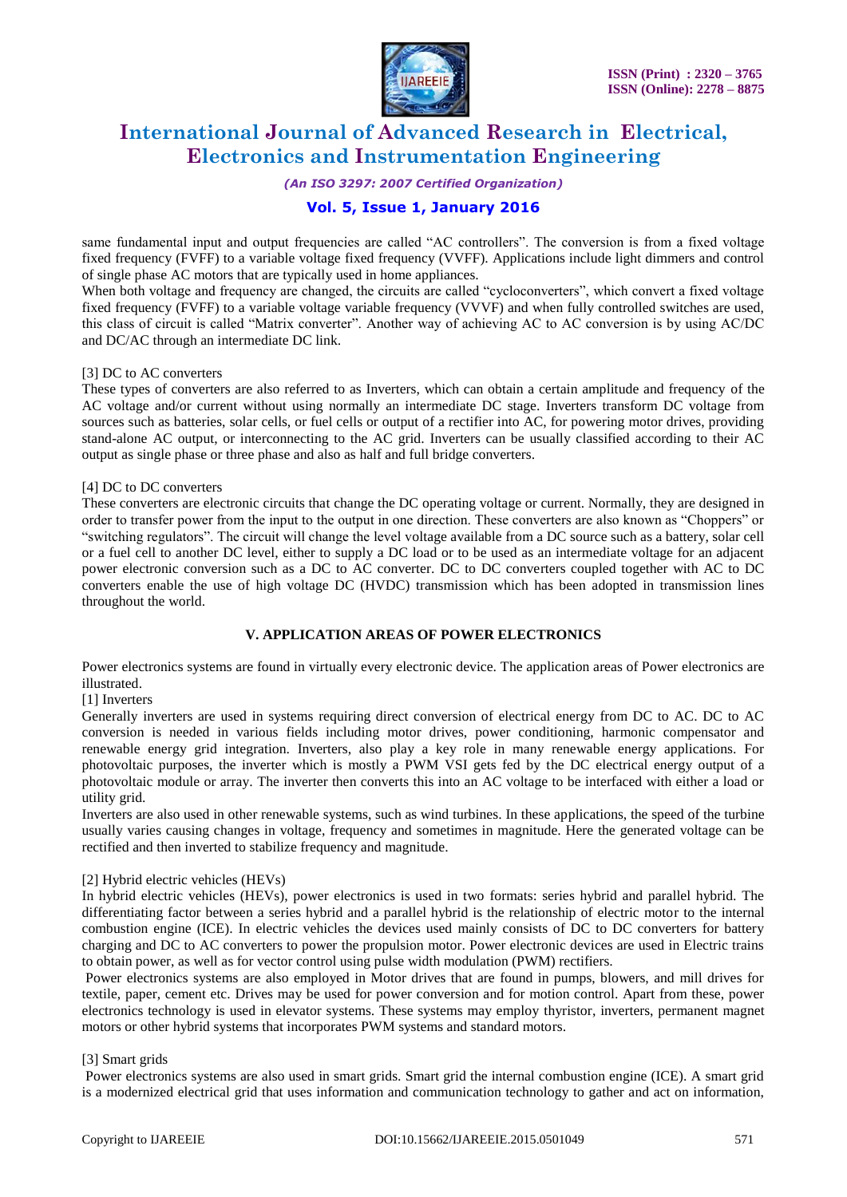same fundamental input and output frequencies are called "AC controllers". The conversion is from a fixed voltage fixed frequency (FVFF) to a variable voltage fixed frequency (VVFF). Applications include light dimmers and control of single phase AC motors that are typically used in home appliances.

When both voltage and frequency are changed, the circuits are called "cycloconverters", which convert a fixed voltage fixed frequency (FVFF) to a variable voltage variable frequency (VVVF) and when fully controlled switches are used, this class of circuit is called "Matrix converter". Another way of achieving AC to AC conversion is by using AC/DC and DC/AC through an intermediate DC link.

[3] DC to AC converters

These types of converters are also referred to as Inverters, which can obtain a certain amplitude and frequency of the AC voltage and/or current without using normally an intermediate DC stage. Inverters transform DC voltage from sources such as batteries, solar cells, or fuel cells or output of a rectifier into AC, for powering motor drives, providing stand-alone AC output, or interconnecting to the AC grid. Inverters can be usually classified according to their AC output as single phase or three phase and also as half and full bridge converters.

[4] DC to DC converters

These converters are electronic circuits that change the DC operating voltage or current. Normally, they are designed in order to transfer power from the input to the output in one direction. These converters are also known as "Choppers" or "switching regulators". The circuit will change the level voltage available from a DC source such as a battery, solar cell or a fuel cell to another DC level, either to supply a DC load or to be used as an intermediate voltage for an adjacent power electronic conversion such as a DC to AC converter. DC to DC converters coupled together with AC to DC converters enable the use of high voltage DC (HVDC) transmission which has been adopted in transmission lines throughout the world.

## V. APPLICATION AREAS OF POWER ELECTRONICS

Power electronics systems are found in virtually every electronic device. The application areas of Power electronics are illustrated.

[1] Inverters

Generally inverters are used in systems requiring direct conversion of electrical energy from DC to AC. DC to AC conversion is needed in various fields including motor drives, power conditioning, harmonic compensator and renewable energy grid integration. Inverters, also play a key role in many renewable energy applications. For photovoltaic purposes, the inverter which is mostly a PWM VSI gets fed by the DC electrical energy output of a photovoltaic module or array. The inverter then converts this into an AC voltage to be interfaced with either a load or utility grid.

Inverters are also used in other renewable systems, such as wind turbines. In these applications, the speed of the turbine usually varies causing changes in voltage, frequency and sometimes in magnitude. Here the generated voltage can be rectified and then inverted to stabilize frequency and magnitude.

[2] Hybrid electric vehicles (HEVs)

In hybrid electric vehicles (HEVs), power electronics is used in two formats: series hybrid and parallel hybrid. The differentiating factor between a series hybrid and a parallel hybrid is the relationship of electric motor to the internal combustion engine (ICE). In electric vehicles the devices used mainly consists of DC to DC converters for battery charging and DC to AC converters to power the propulsion motor. Power electronic devices are used in Electric trains to obtain power, as well as for vector control using pulse width modulation (PWM) rectifiers.

Power electronics systems are also employed in Motor drives that are found in pumps, blowers, and mill drives for textile, paper, cement etc. Drives may be used for power conversion and for motion control. Apart from these, power electronics technology is used in elevator systems. These systems may employ thyristor, inverters, permanent magnet motors or other hybrid systems that incorporates PWM systems and standard motors.

[3] Smart grids

Power electronics systems are also used in smart grids. Smart grid the internal combustion engine (ICE). A smart grid is a modernized electrical grid that uses information and communication technology to gather and act on information,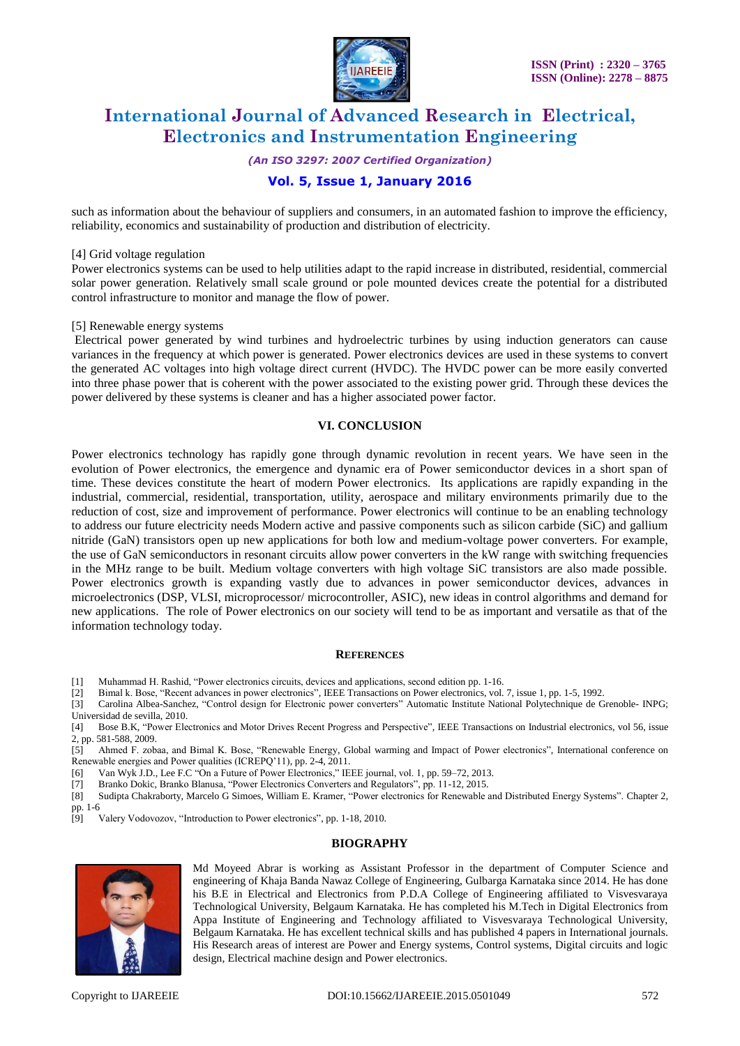such as information about the behaviour of suppliers and consumers, in an automated fashion to improve the efficiency, reliability, economics and sustainability of production and distribution of electricity.

[4] Grid voltage regulation

Power electronics systems can be used to help utilities adapt to the rapid increase in distributed, residential, commercial solar power generation. Relatively small scale ground or pole mounted devices create the potential for a distributed control infrastructure to monitor and manage the flow of power.

[5] Renewable energy systems

Electrical power generated by wind turbines and hydroelectric turbines by using induction generators can cause variances in the frequency at which power is generated. Power electronics devices are used in these systems to convert the generated AC voltages into high voltage direct current (HVDC). The HVDC power can be more easily converted into three phase power that is coherent with the power associated to the existing power grid. Through these devices the power delivered by these systems is cleaner and has a higher associated power factor.

## VI. CONCLUSION

Power electronics technology has rapidly gone through dynamic revolution in recent years. We have seen in the evolution of Power electronics, the emergence and dynamic era of Power semiconductor devices in a short span of time. These devices constitute the heart of modern Power electronics. Its applications are rapidly expanding in the industrial, commercial, residential, transportation, utility, aerospace and military environments primarily due to the reduction of cost, size and improvement of performance. Power electronics will continue to be an enabling technology to address our future electricity needs Modern active and passive components such as silicon carbide (SiC) and gallium nitride (GaN) transistors open up new applications for both low and medium-voltage power converters. For example, the use of GaN semiconductors in resonant circuits allow power converters in the kW range with switching frequencies in the MHz range to be built. Medium voltage converters with high voltage SiC transistors are also made possible. Power electronics growth is expanding vastly due to advances in power semiconductor devices, advances in microelectronics (DSP, VLSI, microprocessor/ microcontroller, ASIC), new ideas in control algorithms and demand for new applications. The role of Power electronics on our society will tend to be as important and versatile as that of the information technology today.

## REFERENCES

[1] Muhammad H. Rashid, "Power electronics circuits, devices and applications, second edition pp. 1-16.

[2] Bimal k. Bose, "Recent advances in power electronics", IEEE Transactions on Power electronics, vol. 7, issue 1, pp. 1-5, 1992.

[3] Carolina Albea-Sanchez, "Control design for Electronic power converters" Automatic Institute National Polytechnique de Grenoble- INPG; Universidad de sevilla, 2010.

[4] Bose B.K, "Power Electronics and Motor Drives Recent Progress and Perspective", IEEE Transactions on Industrial electronics, vol 56, issue 2, pp. 581-588, 2009.

[5] Ahmed F. zobaa, and Bimal K. Bose, "Renewable Energy, Global warming and Impact of Power electronics", International conference on Renewable energies and Power qualities (ICREPQ'11), pp. 2-4, 2011.

[6] Van Wyk J.D., Lee F.C "On a Future of Power Electronics," IEEE journal, vol. 1, pp. 59–72, 2013.

[7] Branko Dokic, Branko Blanusa, "Power Electronics Converters and Regulators", pp. 11-12, 2015.

[8] Sudipta Chakraborty, Marcelo G Simoes, William E. Kramer, "Power electronics for Renewable and Distributed Energy Systems". Chapter 2, pp. 1-6

[9] Valery Vodovozov, "Introduction to Power electronics", pp. 1-18, 2010.

## BIOGRAPHY

Md Moyeed Abrar is working as Assistant Professor in the department of Computer Science and engineering of Khaja Banda Nawaz College of Engineering, Gulbarga Karnataka since 2014. He has done his B.E in Electrical and Electronics from P.D.A College of Engineering affiliated to Visvesvaraya Technological University, Belgaum Karnataka. He has completed his M.Tech in Digital Electronics from Appa Institute of Engineering and Technology affiliated to Visvesvaraya Technological University, Belgaum Karnataka. He has excellent technical skills and has published 4 papers in International journals. His Research areas of interest are Power and Energy systems, Control systems, Digital circuits and logic design, Electrical machine design and Power electronics.